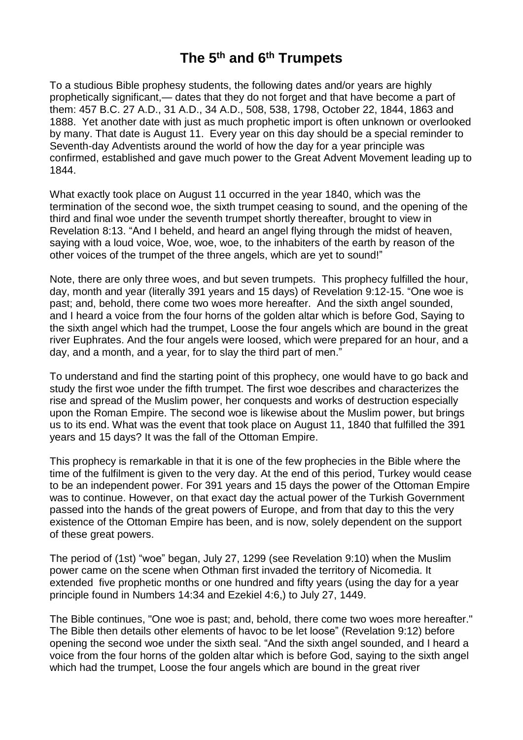# The 5th and 6th Trumpets

To a studious Bible prophesy students, the following dates and/or years are highly prophetically significant,— dates that they do not forget and that have become a part of them: 457 B.C. 27 A.D., 31 A.D., 34 A.D., 508, 538, 1798, October 22, 1844, 1863 and 1888. Yet another date with just as much prophetic import is often unknown or overlooked by many. That date is August 11. Every year on this day should be a special reminder to Seventh-day Adventists around the world of how the day for a year principle was confirmed, established and gave much power to the Great Advent Movement leading up to 1844.

What exactly took place on August 11 occurred in the year 1840, which was the termination of the second woe, the sixth trumpet ceasing to sound, and the opening of the third and final woe under the seventh trumpet shortly thereafter, brought to view in Revelation 8:13. "And I beheld, and heard an angel flying through the midst of heaven, saying with a loud voice, Woe, woe, woe, to the inhabiters of the earth by reason of the other voices of the trumpet of the three angels, which are yet to sound!"

Note, there are only three woes, and but seven trumpets. This prophecy fulfilled the hour, day, month and year (literally 391 years and 15 days) of Revelation 9:12-15. "One woe is past; and, behold, there come two woes more hereafter. And the sixth angel sounded, and I heard a voice from the four horns of the golden altar which is before God, Saying to the sixth angel which had the trumpet, Loose the four angels which are bound in the great river Euphrates. And the four angels were loosed, which were prepared for an hour, and a day, and a month, and a year, for to slay the third part of men."

To understand and find the starting point of this prophecy, one would have to go back and study the first woe under the fifth trumpet. The first woe describes and characterizes the rise and spread of the Muslim power, her conquests and works of destruction especially upon the Roman Empire. The second woe is likewise about the Muslim power, but brings us to its end. What was the event that took place on August 11, 1840 that fulfilled the 391 years and 15 days? It was the fall of the Ottoman Empire.

This prophecy is remarkable in that it is one of the few prophecies in the Bible where the time of the fulfilment is given to the very day. At the end of this period, Turkey would cease to be an independent power. For 391 years and 15 days the power of the Ottoman Empire was to continue. However, on that exact day the actual power of the Turkish Government passed into the hands of the great powers of Europe, and from that day to this the very existence of the Ottoman Empire has been, and is now, solely dependent on the support of these great powers.

The period of (1st) "woe" began, July 27, 1299 (see Revelation 9:10) when the Muslim power came on the scene when Othman first invaded the territory of Nicomedia. It extended five prophetic months or one hundred and fifty years (using the day for a year principle found in Numbers 14:34 and Ezekiel 4:6,) to July 27, 1449.

The Bible continues, "One woe is past; and, behold, there come two woes more hereafter." The Bible then details other elements of havoc to be let loose" (Revelation 9:12) before opening the second woe under the sixth seal. "And the sixth angel sounded, and I heard a voice from the four horns of the golden altar which is before God, saying to the sixth angel which had the trumpet, Loose the four angels which are bound in the great river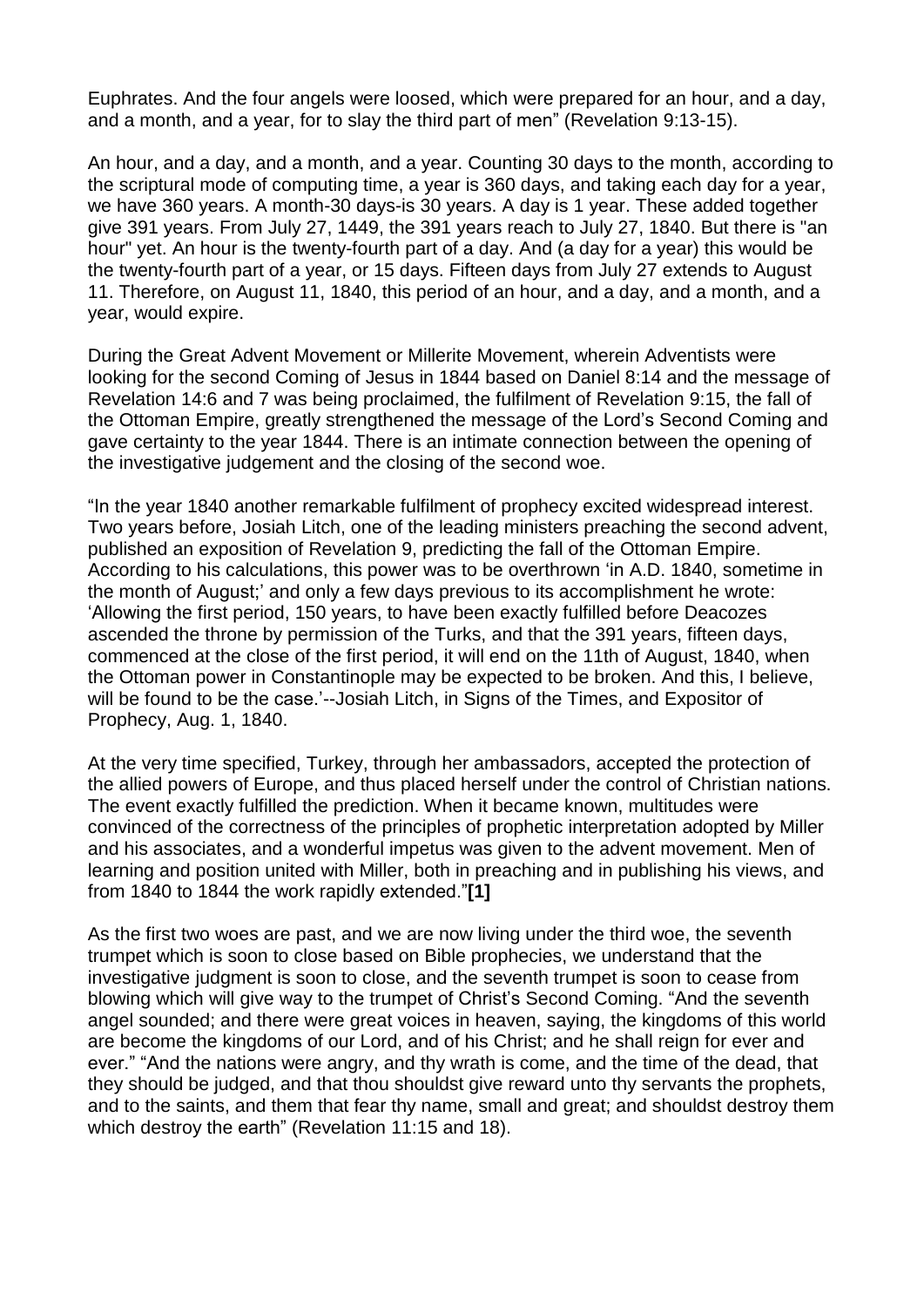Euphrates. And the four angels were loosed, which were prepared for an hour, and a day, and a month, and a year, for to slay the third part of men" (Revelation 9:13-15).

An hour, and a day, and a month, and a year. Counting 30 days to the month, according to the scriptural mode of computing time, a year is 360 days, and taking each day for a year, we have 360 years. A month-30 days-is 30 years. A day is 1 year. These added together give 391 years. From July 27, 1449, the 391 years reach to July 27, 1840. But there is "an hour" yet. An hour is the twenty-fourth part of a day. And (a day for a year) this would be the twenty-fourth part of a year, or 15 days. Fifteen days from July 27 extends to August 11. Therefore, on August 11, 1840, this period of an hour, and a day, and a month, and a year, would expire.

During the Great Advent Movement or Millerite Movement, wherein Adventists were looking for the second Coming of Jesus in 1844 based on Daniel 8:14 and the message of Revelation 14:6 and 7 was being proclaimed, the fulfilment of Revelation 9:15, the fall of the Ottoman Empire, greatly strengthened the message of the Lord's Second Coming and gave certainty to the year 1844. There is an intimate connection between the opening of the investigative judgement and the closing of the second woe.

"In the year 1840 another remarkable fulfilment of prophecy excited widespread interest. Two years before, Josiah Litch, one of the leading ministers preaching the second advent, published an exposition of Revelation 9, predicting the fall of the Ottoman Empire. According to his calculations, this power was to be overthrown 'in A.D. 1840, sometime in the month of August;' and only a few days previous to its accomplishment he wrote: 'Allowing the first period, 150 years, to have been exactly fulfilled before Deacozes ascended the throne by permission of the Turks, and that the 391 years, fifteen days, commenced at the close of the first period, it will end on the 11th of August, 1840, when the Ottoman power in Constantinople may be expected to be broken. And this, I believe, will be found to be the case.'--Josiah Litch, in Signs of the Times, and Expositor of Prophecy, Aug. 1, 1840.

At the very time specified, Turkey, through her ambassadors, accepted the protection of the allied powers of Europe, and thus placed herself under the control of Christian nations. The event exactly fulfilled the prediction. When it became known, multitudes were convinced of the correctness of the principles of prophetic interpretation adopted by Miller and his associates, and a wonderful impetus was given to the advent movement. Men of learning and position united with Miller, both in preaching and in publishing his views, and from 1840 to 1844 the work rapidly extended."**[1]**

As the first two woes are past, and we are now living under the third woe, the seventh trumpet which is soon to close based on Bible prophecies, we understand that the investigative judgment is soon to close, and the seventh trumpet is soon to cease from blowing which will give way to the trumpet of Christ's Second Coming. "And the seventh angel sounded; and there were great voices in heaven, saying, the kingdoms of this world are become the kingdoms of our Lord, and of his Christ; and he shall reign for ever and ever." "And the nations were angry, and thy wrath is come, and the time of the dead, that they should be judged, and that thou shouldst give reward unto thy servants the prophets, and to the saints, and them that fear thy name, small and great; and shouldst destroy them which destroy the earth" (Revelation 11:15 and 18).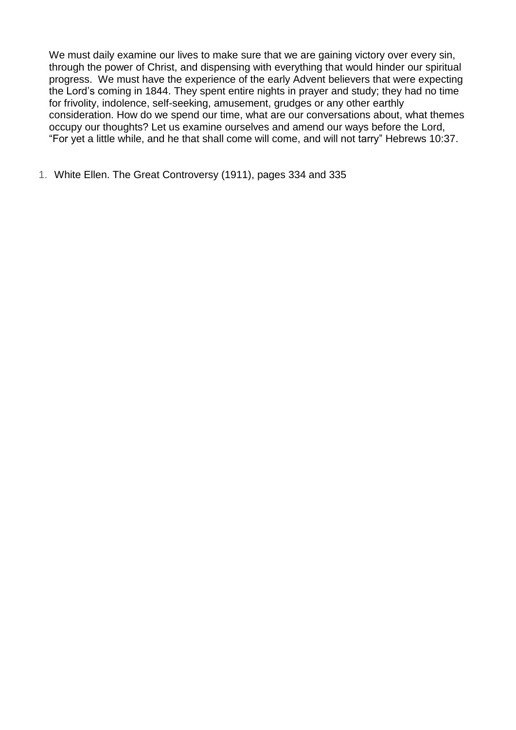We must daily examine our lives to make sure that we are gaining victory over every sin, through the power of Christ, and dispensing with everything that would hinder our spiritual progress. We must have the experience of the early Advent believers that were expecting the Lord's coming in 1844. They spent entire nights in prayer and study; they had no time for frivolity, indolence, self-seeking, amusement, grudges or any other earthly consideration. How do we spend our time, what are our conversations about, what themes occupy our thoughts? Let us examine ourselves and amend our ways before the Lord, "For yet a little while, and he that shall come will come, and will not tarry" Hebrews 10:37.

1. White Ellen. The Great Controversy (1911), pages 334 and 335